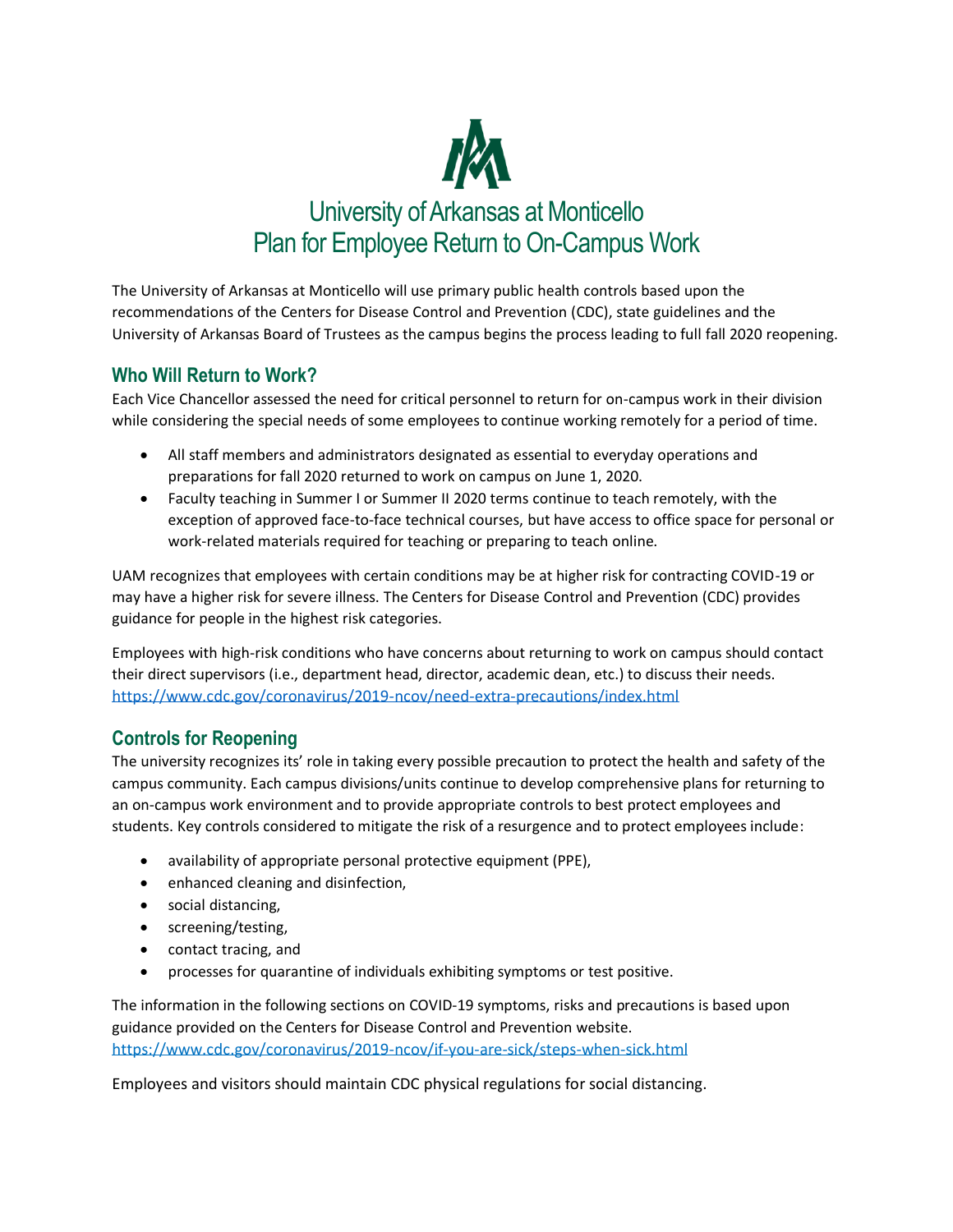# University of Arkansas at Monticello
# Plan for Employee Return to On-Campus Work

The University of Arkansas at Monticello will use primary public health controls based upon the recommendations of the Centers for Disease Control and Prevention (CDC), state guidelines and the University of Arkansas Board of Trustees as the campus begins the process leading to full fall 2020 reopening.

## Who Will Return to Work?

Each Vice Chancellor assessed the need for critical personnel to return for on-campus work in their division while considering the special needs of some employees to continue working remotely for a period of time.

- All staff members and administrators designated as essential to everyday operations and preparations for fall 2020 returned to work on campus on June 1, 2020.
- Faculty teaching in Summer I or Summer II 2020 terms continue to teach remotely, with the exception of approved face-to-face technical courses, but have access to office space for personal or work-related materials required for teaching or preparing to teach online.

UAM recognizes that employees with certain conditions may be at higher risk for contracting COVID-19 or may have a higher risk for severe illness. The Centers for Disease Control and Prevention (CDC) provides guidance for people in the highest risk categories.

Employees with high-risk conditions who have concerns about returning to work on campus should contact their direct supervisors (i.e., department head, director, academic dean, etc.) to discuss their needs. https://www.cdc.gov/coronavirus/2019-ncov/need-extra-precautions/index.html

## Controls for Reopening

The university recognizes its' role in taking every possible precaution to protect the health and safety of the campus community. Each campus divisions/units continue to develop comprehensive plans for returning to an on-campus work environment and to provide appropriate controls to best protect employees and students. Key controls considered to mitigate the risk of a resurgence and to protect employees include:

- availability of appropriate personal protective equipment (PPE),
- enhanced cleaning and disinfection,
- social distancing,
- screening/testing,
- contact tracing, and
- processes for quarantine of individuals exhibiting symptoms or test positive.

The information in the following sections on COVID-19 symptoms, risks and precautions is based upon guidance provided on the Centers for Disease Control and Prevention website. https://www.cdc.gov/coronavirus/2019-ncov/if-you-are-sick/steps-when-sick.html

Employees and visitors should maintain CDC physical regulations for social distancing.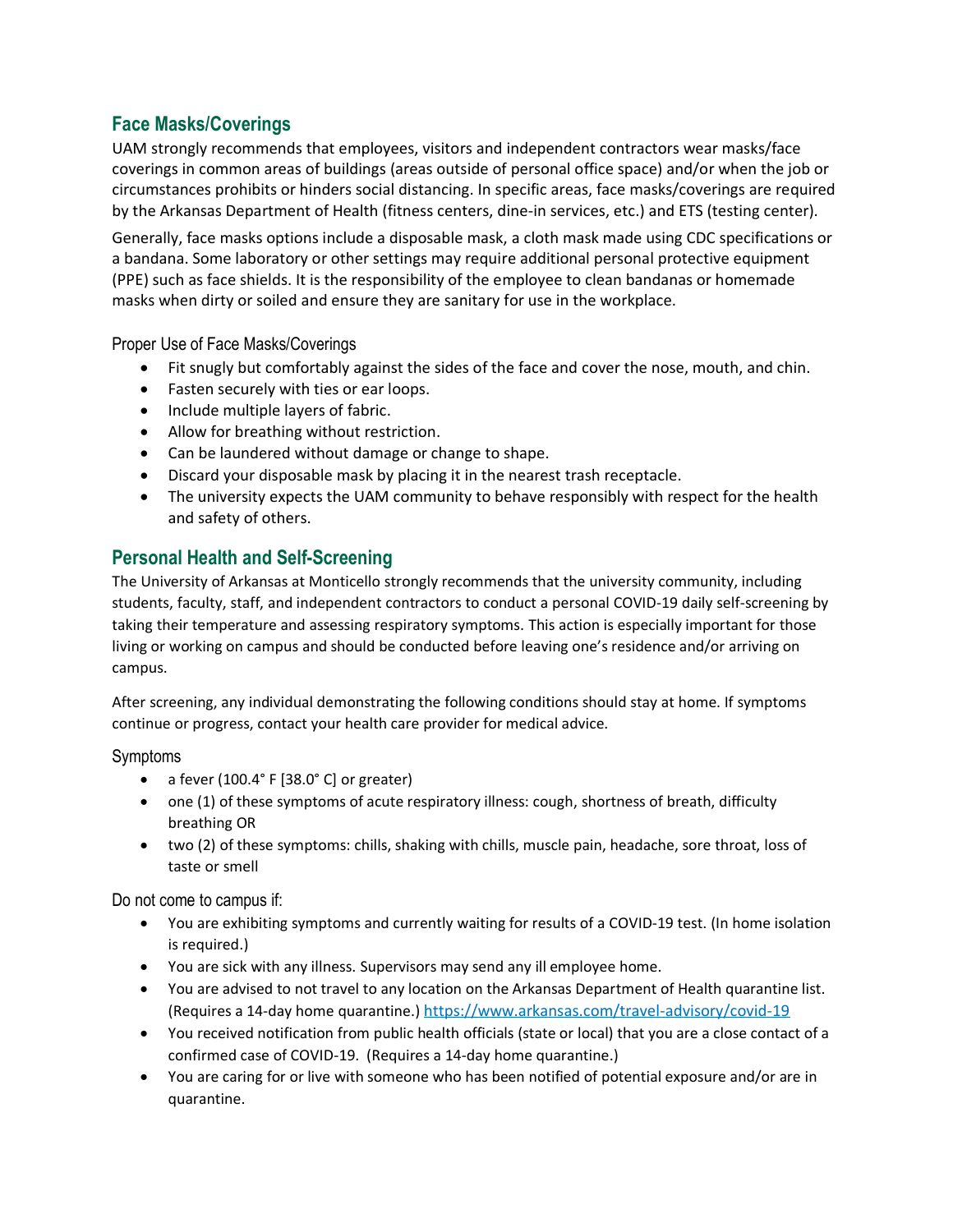## Face Masks/Coverings

UAM strongly recommends that employees, visitors and independent contractors wear masks/face coverings in common areas of buildings (areas outside of personal office space) and/or when the job or circumstances prohibits or hinders social distancing. In specific areas, face masks/coverings are required by the Arkansas Department of Health (fitness centers, dine-in services, etc.) and ETS (testing center).

Generally, face masks options include a disposable mask, a cloth mask made using CDC specifications or a bandana. Some laboratory or other settings may require additional personal protective equipment (PPE) such as face shields. It is the responsibility of the employee to clean bandanas or homemade masks when dirty or soiled and ensure they are sanitary for use in the workplace.

### Proper Use of Face Masks/Coverings

- Fit snugly but comfortably against the sides of the face and cover the nose, mouth, and chin.
- Fasten securely with ties or ear loops.
- Include multiple layers of fabric.
- Allow for breathing without restriction.
- Can be laundered without damage or change to shape.
- Discard your disposable mask by placing it in the nearest trash receptacle.
- The university expects the UAM community to behave responsibly with respect for the health and safety of others.

## Personal Health and Self-Screening

The University of Arkansas at Monticello strongly recommends that the university community, including students, faculty, staff, and independent contractors to conduct a personal COVID-19 daily self-screening by taking their temperature and assessing respiratory symptoms. This action is especially important for those living or working on campus and should be conducted before leaving one's residence and/or arriving on campus.

After screening, any individual demonstrating the following conditions should stay at home. If symptoms continue or progress, contact your health care provider for medical advice.

### Symptoms

- a fever (100.4° F [38.0° C] or greater)
- one (1) of these symptoms of acute respiratory illness: cough, shortness of breath, difficulty breathing OR
- two (2) of these symptoms: chills, shaking with chills, muscle pain, headache, sore throat, loss of taste or smell

### Do not come to campus if:

- You are exhibiting symptoms and currently waiting for results of a COVID-19 test. (In home isolation is required.)
- You are sick with any illness. Supervisors may send any ill employee home.
- You are advised to not travel to any location on the Arkansas Department of Health quarantine list. (Requires a 14-day home quarantine.) https://www.arkansas.com/travel-advisory/covid-19
- You received notification from public health officials (state or local) that you are a close contact of a confirmed case of COVID-19. (Requires a 14-day home quarantine.)
- You are caring for or live with someone who has been notified of potential exposure and/or are in quarantine.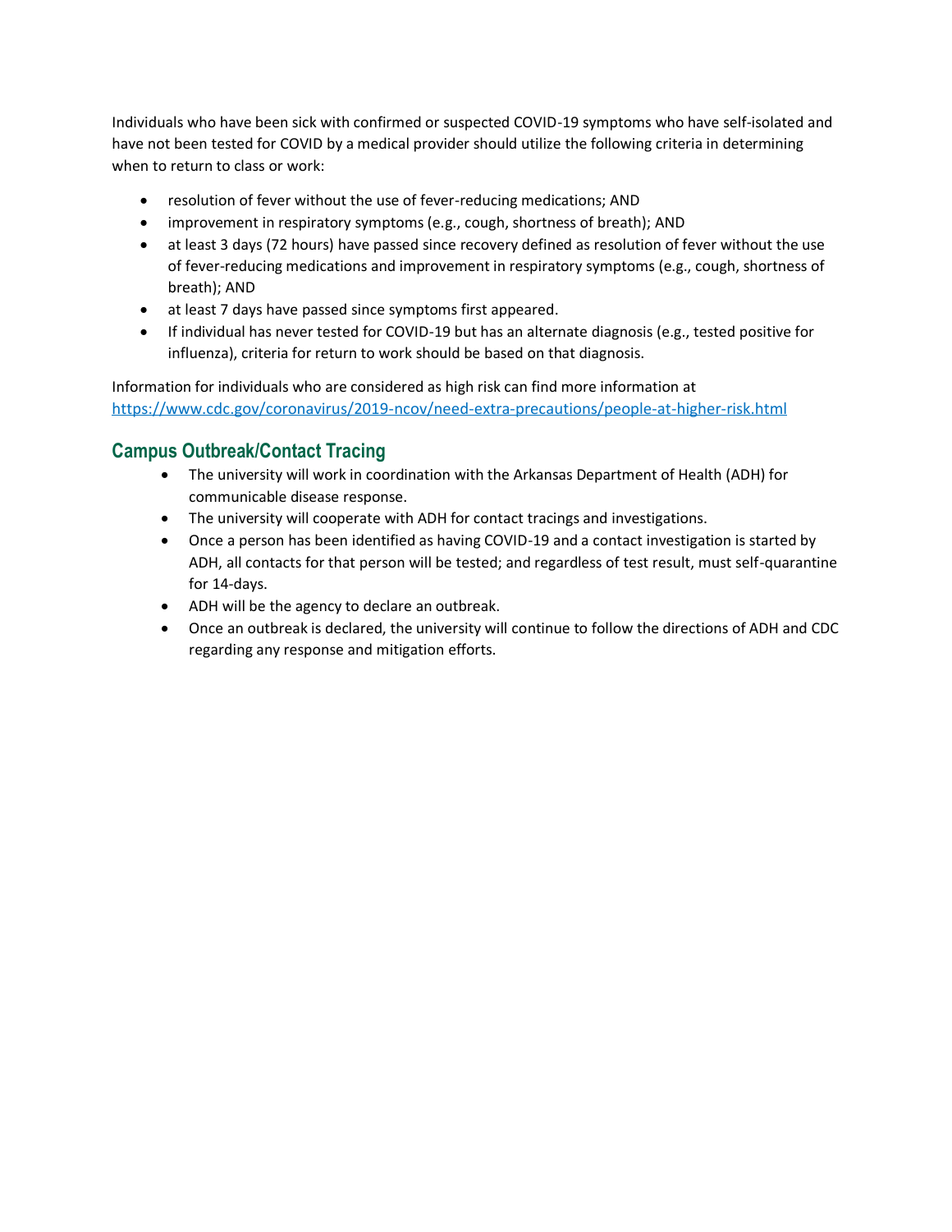Individuals who have been sick with confirmed or suspected COVID-19 symptoms who have self-isolated and have not been tested for COVID by a medical provider should utilize the following criteria in determining when to return to class or work:

- resolution of fever without the use of fever-reducing medications; AND
- improvement in respiratory symptoms (e.g., cough, shortness of breath); AND
- at least 3 days (72 hours) have passed since recovery defined as resolution of fever without the use of fever-reducing medications and improvement in respiratory symptoms (e.g., cough, shortness of breath); AND
- at least 7 days have passed since symptoms first appeared.
- If individual has never tested for COVID-19 but has an alternate diagnosis (e.g., tested positive for influenza), criteria for return to work should be based on that diagnosis.

Information for individuals who are considered as high risk can find more information at [https://www.cdc.gov/coronavirus/2019-ncov/need-extra-precautions/people-at-higher-risk.html](https://www.cdc.gov/coronavirus/2019-ncov/need-extra-precautions/people-at-higher-risk.html)

## Campus Outbreak/Contact Tracing

- The university will work in coordination with the Arkansas Department of Health (ADH) for communicable disease response.
- The university will cooperate with ADH for contact tracings and investigations.
- Once a person has been identified as having COVID-19 and a contact investigation is started by ADH, all contacts for that person will be tested; and regardless of test result, must self-quarantine for 14-days.
- ADH will be the agency to declare an outbreak.
- Once an outbreak is declared, the university will continue to follow the directions of ADH and CDC regarding any response and mitigation efforts.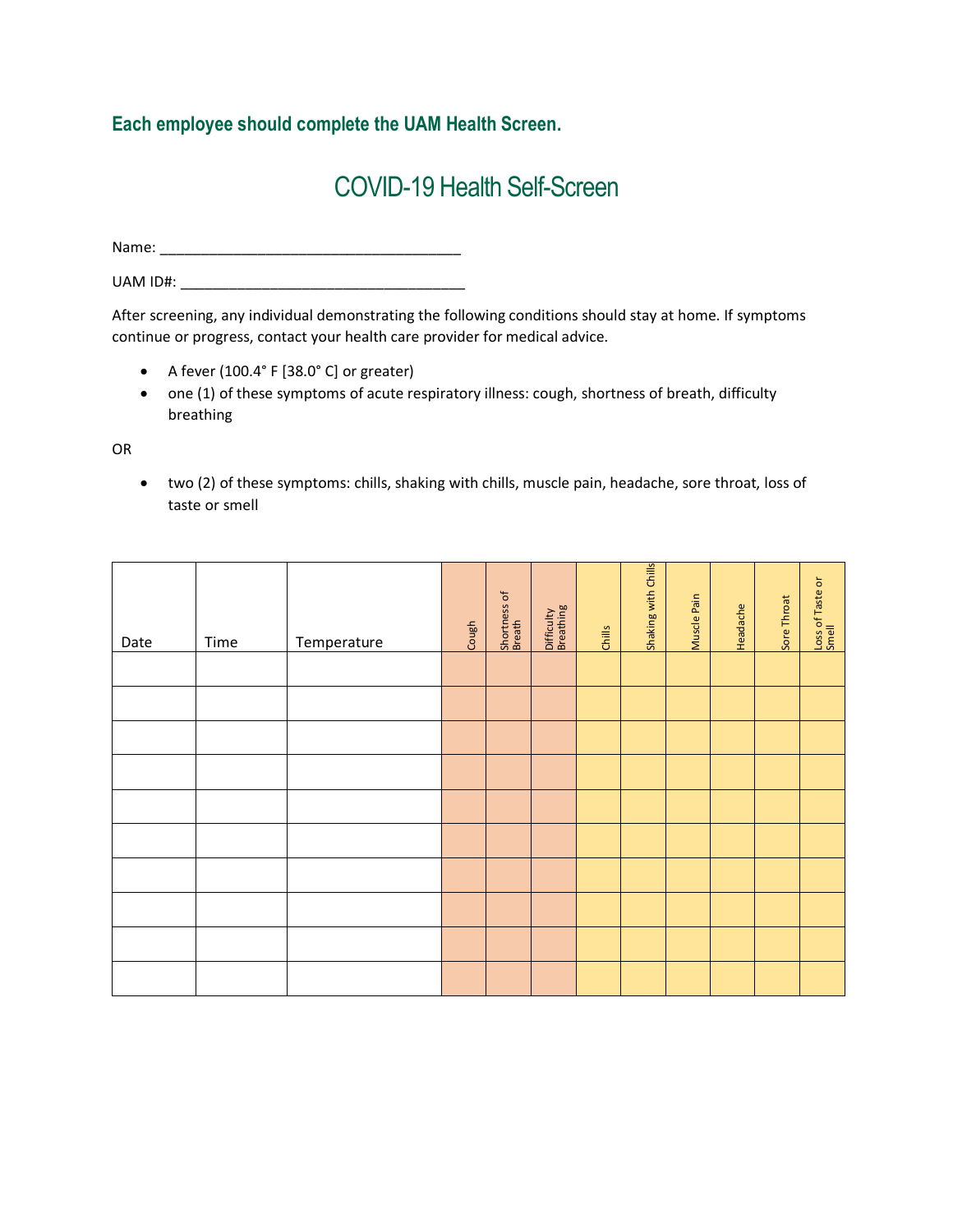**Each employee should complete the UAM Health Screen.**

# COVID-19 Health Self-Screen

Name: \_\_\_\_\_\_\_\_\_\_\_\_\_\_\_\_\_\_\_\_\_\_\_\_\_\_\_\_\_\_\_\_\_\_\_\_\_\_

UAM ID#: \_\_\_\_\_\_\_\_\_\_\_\_\_\_\_\_\_\_\_\_\_\_\_\_\_\_\_\_\_\_\_\_\_\_\_\_\_

After screening, any individual demonstrating the following conditions should stay at home. If symptoms continue or progress, contact your health care provider for medical advice.

- A fever (100.4° F [38.0° C] or greater)
- one (1) of these symptoms of acute respiratory illness: cough, shortness of breath, difficulty breathing

OR

- two (2) of these symptoms: chills, shaking with chills, muscle pain, headache, sore throat, loss of taste or smell

| Date | Time | Temperature | Cough | Shortness of Breath | Difficulty Breathing | Chills | Shaking with Chills | Muscle Pain | Headache | Sore Throat | Loss of Taste or Smell |
|---|---|---|---|---|---|---|---|---|---|---|---|
| | | | | | | | | | | | |
| | | | | | | | | | | | |
| | | | | | | | | | | | |
| | | | | | | | | | | | |
| | | | | | | | | | | | |
| | | | | | | | | | | | |
| | | | | | | | | | | | |
| | | | | | | | | | | | |
| | | | | | | | | | | | |
| | | | | | | | | | | | |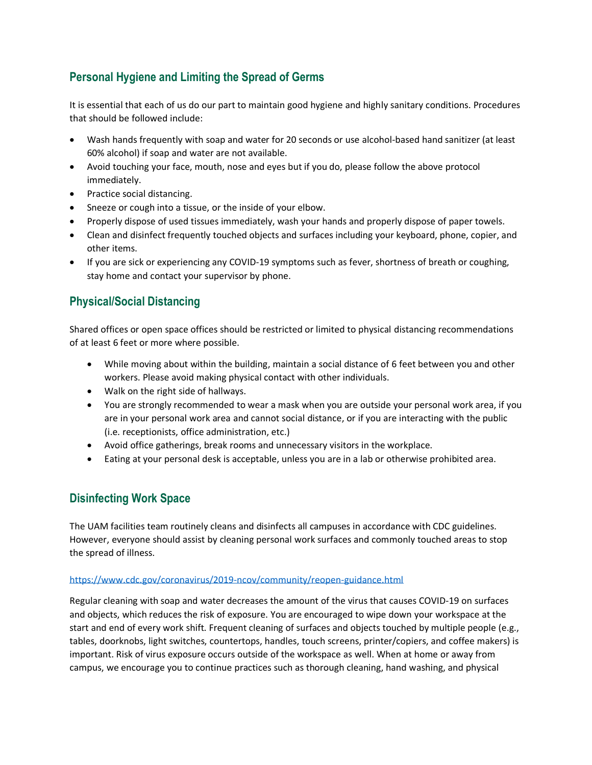## Personal Hygiene and Limiting the Spread of Germs

It is essential that each of us do our part to maintain good hygiene and highly sanitary conditions. Procedures that should be followed include:

- Wash hands frequently with soap and water for 20 seconds or use alcohol-based hand sanitizer (at least 60% alcohol) if soap and water are not available.
- Avoid touching your face, mouth, nose and eyes but if you do, please follow the above protocol immediately.
- Practice social distancing.
- Sneeze or cough into a tissue, or the inside of your elbow.
- Properly dispose of used tissues immediately, wash your hands and properly dispose of paper towels.
- Clean and disinfect frequently touched objects and surfaces including your keyboard, phone, copier, and other items.
- If you are sick or experiencing any COVID-19 symptoms such as fever, shortness of breath or coughing, stay home and contact your supervisor by phone.

## Physical/Social Distancing

Shared offices or open space offices should be restricted or limited to physical distancing recommendations of at least 6 feet or more where possible.

- While moving about within the building, maintain a social distance of 6 feet between you and other workers. Please avoid making physical contact with other individuals.
- Walk on the right side of hallways.
- You are strongly recommended to wear a mask when you are outside your personal work area, if you are in your personal work area and cannot social distance, or if you are interacting with the public (i.e. receptionists, office administration, etc.)
- Avoid office gatherings, break rooms and unnecessary visitors in the workplace.
- Eating at your personal desk is acceptable, unless you are in a lab or otherwise prohibited area.

## Disinfecting Work Space

The UAM facilities team routinely cleans and disinfects all campuses in accordance with CDC guidelines. However, everyone should assist by cleaning personal work surfaces and commonly touched areas to stop the spread of illness.

https://www.cdc.gov/coronavirus/2019-ncov/community/reopen-guidance.html

Regular cleaning with soap and water decreases the amount of the virus that causes COVID-19 on surfaces and objects, which reduces the risk of exposure. You are encouraged to wipe down your workspace at the start and end of every work shift. Frequent cleaning of surfaces and objects touched by multiple people (e.g., tables, doorknobs, light switches, countertops, handles, touch screens, printer/copiers, and coffee makers) is important. Risk of virus exposure occurs outside of the workspace as well. When at home or away from campus, we encourage you to continue practices such as thorough cleaning, hand washing, and physical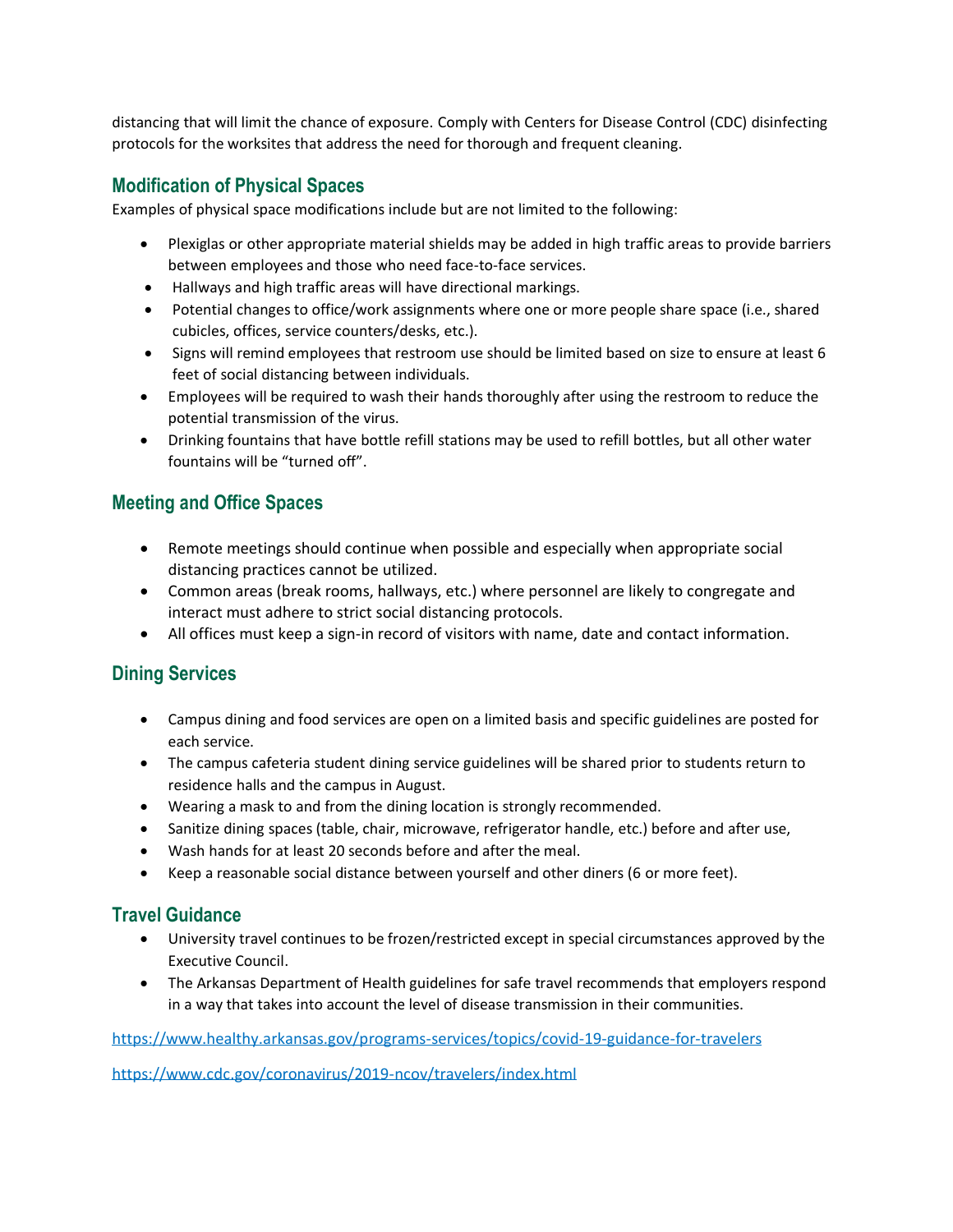distancing that will limit the chance of exposure. Comply with Centers for Disease Control (CDC) disinfecting protocols for the worksites that address the need for thorough and frequent cleaning.

## Modification of Physical Spaces

Examples of physical space modifications include but are not limited to the following:

- Plexiglas or other appropriate material shields may be added in high traffic areas to provide barriers between employees and those who need face-to-face services.
- Hallways and high traffic areas will have directional markings.
- Potential changes to office/work assignments where one or more people share space (i.e., shared cubicles, offices, service counters/desks, etc.).
- Signs will remind employees that restroom use should be limited based on size to ensure at least 6 feet of social distancing between individuals.
- Employees will be required to wash their hands thoroughly after using the restroom to reduce the potential transmission of the virus.
- Drinking fountains that have bottle refill stations may be used to refill bottles, but all other water fountains will be "turned off".

## Meeting and Office Spaces

- Remote meetings should continue when possible and especially when appropriate social distancing practices cannot be utilized.
- Common areas (break rooms, hallways, etc.) where personnel are likely to congregate and interact must adhere to strict social distancing protocols.
- All offices must keep a sign-in record of visitors with name, date and contact information.

## Dining Services

- Campus dining and food services are open on a limited basis and specific guidelines are posted for each service.
- The campus cafeteria student dining service guidelines will be shared prior to students return to residence halls and the campus in August.
- Wearing a mask to and from the dining location is strongly recommended.
- Sanitize dining spaces (table, chair, microwave, refrigerator handle, etc.) before and after use,
- Wash hands for at least 20 seconds before and after the meal.
- Keep a reasonable social distance between yourself and other diners (6 or more feet).

## Travel Guidance

- University travel continues to be frozen/restricted except in special circumstances approved by the Executive Council.
- The Arkansas Department of Health guidelines for safe travel recommends that employers respond in a way that takes into account the level of disease transmission in their communities.

https://www.healthy.arkansas.gov/programs-services/topics/covid-19-guidance-for-travelers

https://www.cdc.gov/coronavirus/2019-ncov/travelers/index.html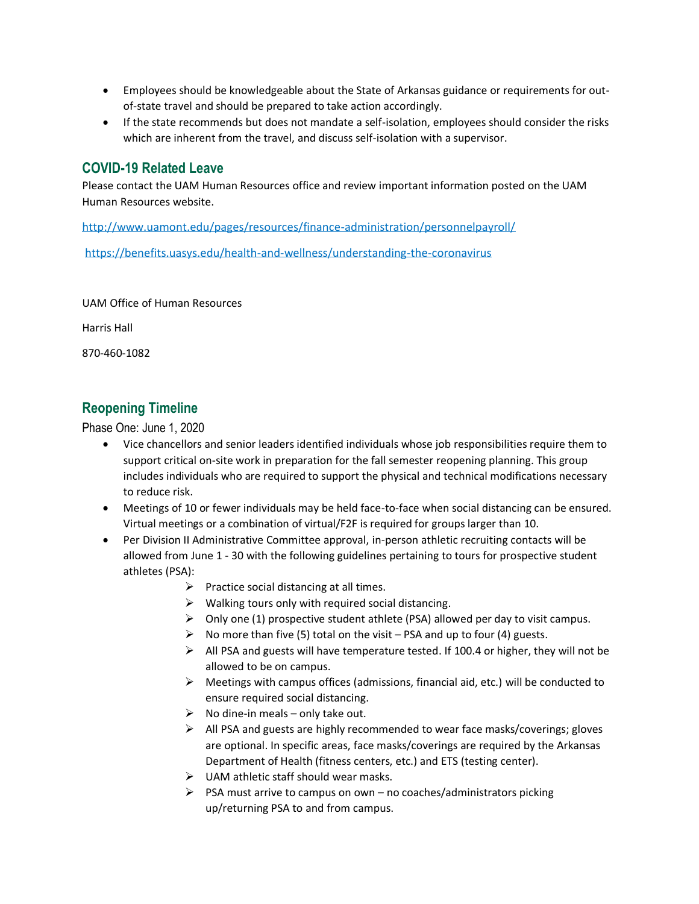- Employees should be knowledgeable about the State of Arkansas guidance or requirements for out-of-state travel and should be prepared to take action accordingly.
- If the state recommends but does not mandate a self-isolation, employees should consider the risks which are inherent from the travel, and discuss self-isolation with a supervisor.

## COVID-19 Related Leave

Please contact the UAM Human Resources office and review important information posted on the UAM Human Resources website.

http://www.uamont.edu/pages/resources/finance-administration/personnelpayroll/

https://benefits.uasys.edu/health-and-wellness/understanding-the-coronavirus

UAM Office of Human Resources

Harris Hall

870-460-1082

## Reopening Timeline

### Phase One: June 1, 2020

- Vice chancellors and senior leaders identified individuals whose job responsibilities require them to support critical on-site work in preparation for the fall semester reopening planning. This group includes individuals who are required to support the physical and technical modifications necessary to reduce risk.
- Meetings of 10 or fewer individuals may be held face-to-face when social distancing can be ensured. Virtual meetings or a combination of virtual/F2F is required for groups larger than 10.
- Per Division II Administrative Committee approval, in-person athletic recruiting contacts will be allowed from June 1 - 30 with the following guidelines pertaining to tours for prospective student athletes (PSA):
  - Practice social distancing at all times.
  - Walking tours only with required social distancing.
  - Only one (1) prospective student athlete (PSA) allowed per day to visit campus.
  - No more than five (5) total on the visit – PSA and up to four (4) guests.
  - All PSA and guests will have temperature tested. If 100.4 or higher, they will not be allowed to be on campus.
  - Meetings with campus offices (admissions, financial aid, etc.) will be conducted to ensure required social distancing.
  - No dine-in meals – only take out.
  - All PSA and guests are highly recommended to wear face masks/coverings; gloves are optional. In specific areas, face masks/coverings are required by the Arkansas Department of Health (fitness centers, etc.) and ETS (testing center).
  - UAM athletic staff should wear masks.
  - PSA must arrive to campus on own – no coaches/administrators picking up/returning PSA to and from campus.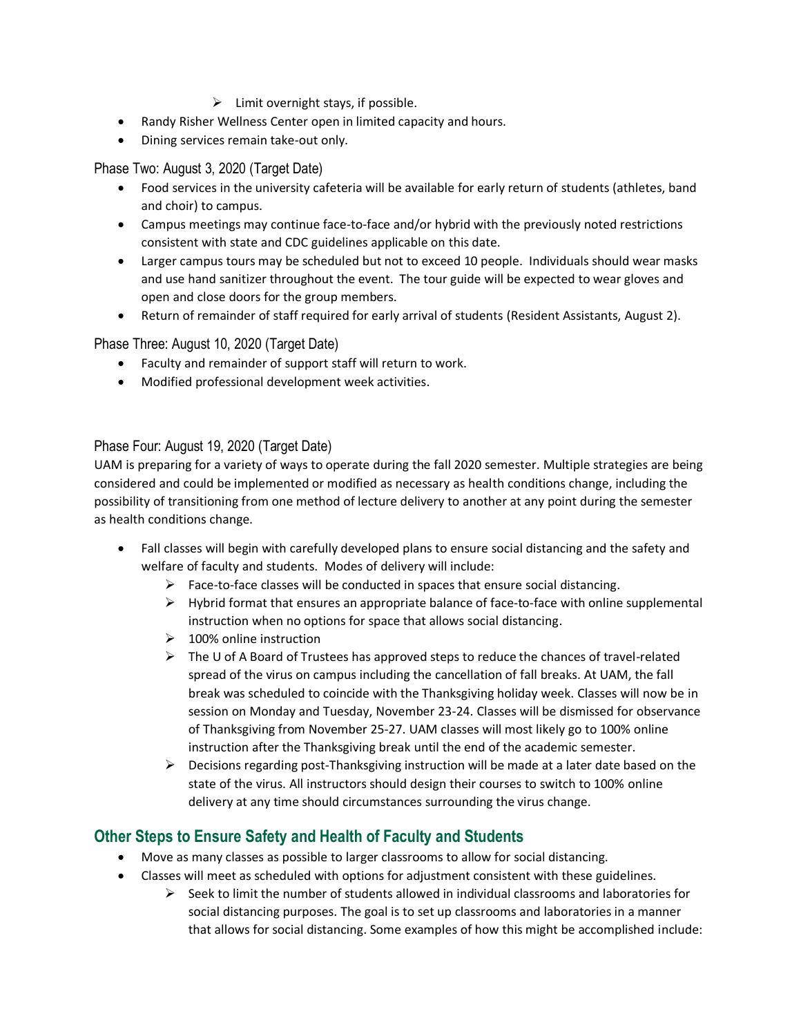- Limit overnight stays, if possible.
- Randy Risher Wellness Center open in limited capacity and hours.
- Dining services remain take-out only.

### Phase Two: August 3, 2020 (Target Date)

- Food services in the university cafeteria will be available for early return of students (athletes, band and choir) to campus.
- Campus meetings may continue face-to-face and/or hybrid with the previously noted restrictions consistent with state and CDC guidelines applicable on this date.
- Larger campus tours may be scheduled but not to exceed 10 people. Individuals should wear masks and use hand sanitizer throughout the event. The tour guide will be expected to wear gloves and open and close doors for the group members.
- Return of remainder of staff required for early arrival of students (Resident Assistants, August 2).

### Phase Three: August 10, 2020 (Target Date)

- Faculty and remainder of support staff will return to work.
- Modified professional development week activities.

### Phase Four: August 19, 2020 (Target Date)

UAM is preparing for a variety of ways to operate during the fall 2020 semester. Multiple strategies are being considered and could be implemented or modified as necessary as health conditions change, including the possibility of transitioning from one method of lecture delivery to another at any point during the semester as health conditions change.

- Fall classes will begin with carefully developed plans to ensure social distancing and the safety and welfare of faculty and students. Modes of delivery will include:
    - Face-to-face classes will be conducted in spaces that ensure social distancing.
    - Hybrid format that ensures an appropriate balance of face-to-face with online supplemental instruction when no options for space that allows social distancing.
    - 100% online instruction
    - The U of A Board of Trustees has approved steps to reduce the chances of travel-related spread of the virus on campus including the cancellation of fall breaks. At UAM, the fall break was scheduled to coincide with the Thanksgiving holiday week. Classes will now be in session on Monday and Tuesday, November 23-24. Classes will be dismissed for observance of Thanksgiving from November 25-27. UAM classes will most likely go to 100% online instruction after the Thanksgiving break until the end of the academic semester.
    - Decisions regarding post-Thanksgiving instruction will be made at a later date based on the state of the virus. All instructors should design their courses to switch to 100% online delivery at any time should circumstances surrounding the virus change.

## Other Steps to Ensure Safety and Health of Faculty and Students

- Move as many classes as possible to larger classrooms to allow for social distancing.
- Classes will meet as scheduled with options for adjustment consistent with these guidelines.
    - Seek to limit the number of students allowed in individual classrooms and laboratories for social distancing purposes. The goal is to set up classrooms and laboratories in a manner that allows for social distancing. Some examples of how this might be accomplished include: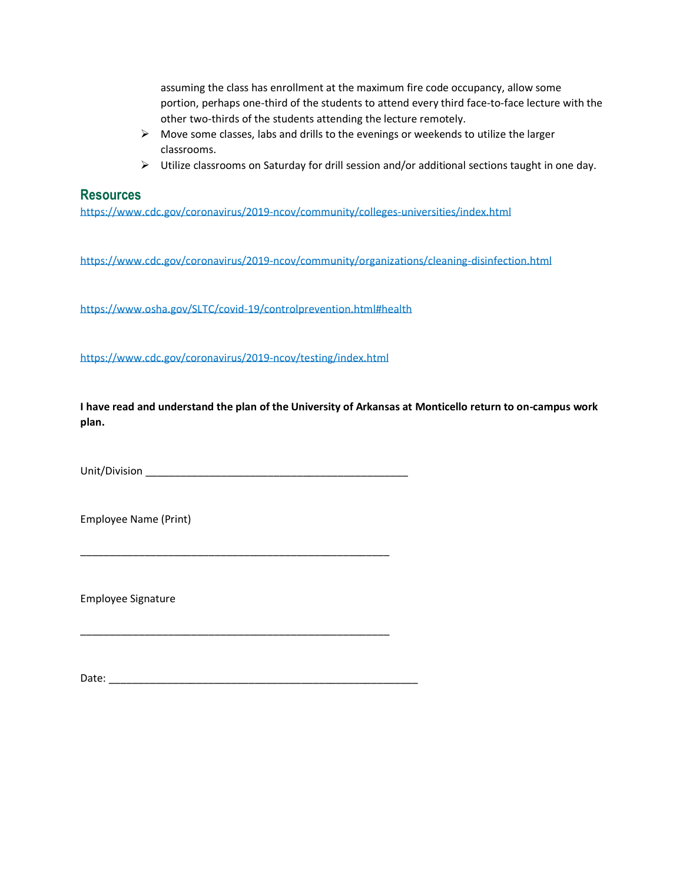assuming the class has enrollment at the maximum fire code occupancy, allow some portion, perhaps one-third of the students to attend every third face-to-face lecture with the other two-thirds of the students attending the lecture remotely.

- Move some classes, labs and drills to the evenings or weekends to utilize the larger classrooms.
- Utilize classrooms on Saturday for drill session and/or additional sections taught in one day.

## Resources

https://www.cdc.gov/coronavirus/2019-ncov/community/colleges-universities/index.html

https://www.cdc.gov/coronavirus/2019-ncov/community/organizations/cleaning-disinfection.html

https://www.osha.gov/SLTC/covid-19/controlprevention.html#health

https://www.cdc.gov/coronavirus/2019-ncov/testing/index.html

**I have read and understand the plan of the University of Arkansas at Monticello return to on-campus work plan.**

Unit/Division ______________________________________________

Employee Name (Print)

________________________________________________________

Employee Signature

________________________________________________________

Date: ________________________________________________________